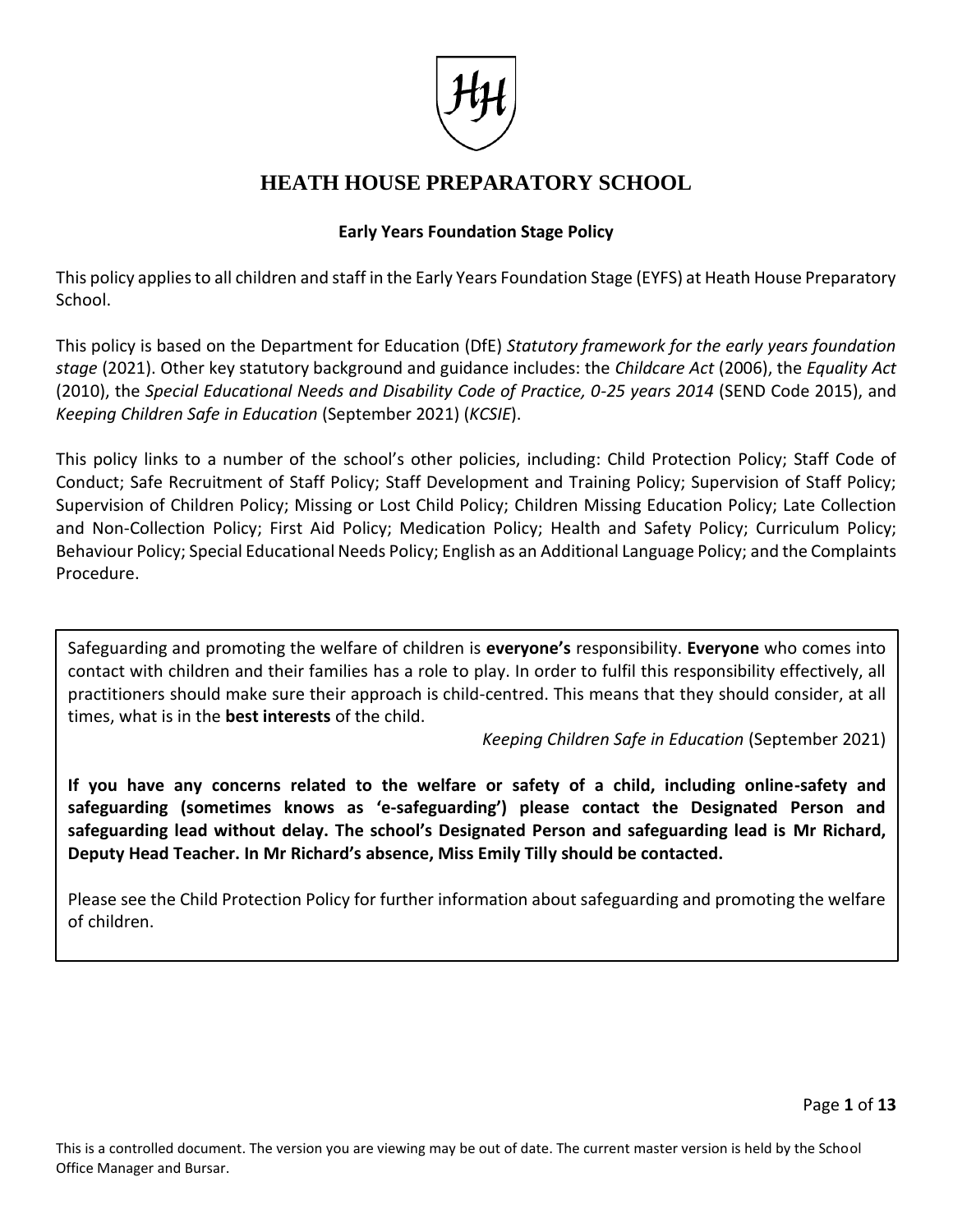# HEATH HOUSE PREPARATORY SCHOOL

**Early Years Foundation Stage Policy**

This policy applies to all children and staff in the Early Years Foundation Stage (EYFS) at Heath House Preparatory School.

This policy is based on the Department for Education (DfE) *Statutory framework for the early years foundation stage* (2021). Other key statutory background and guidance includes: the *Childcare Act* (2006), the *Equality Act* (2010), the *Special Educational Needs and Disability Code of Practice, 0-25 years 2014* (SEND Code 2015), and *Keeping Children Safe in Education* (September 2021) (*KCSIE*).

This policy links to a number of the school's other policies, including: Child Protection Policy; Staff Code of Conduct; Safe Recruitment of Staff Policy; Staff Development and Training Policy; Supervision of Staff Policy; Supervision of Children Policy; Missing or Lost Child Policy; Children Missing Education Policy; Late Collection and Non-Collection Policy; First Aid Policy; Medication Policy; Health and Safety Policy; Curriculum Policy; Behaviour Policy; Special Educational Needs Policy; English as an Additional Language Policy; and the Complaints Procedure.

Safeguarding and promoting the welfare of children is **everyone's** responsibility. **Everyone** who comes into contact with children and their families has a role to play. In order to fulfil this responsibility effectively, all practitioners should make sure their approach is child-centred. This means that they should consider, at all times, what is in the **best interests** of the child.

*Keeping Children Safe in Education* (September 2021)

**If you have any concerns related to the welfare or safety of a child, including online-safety and safeguarding (sometimes knows as 'e-safeguarding') please contact the Designated Person and safeguarding lead without delay. The school's Designated Person and safeguarding lead is Mr Richard, Deputy Head Teacher. In Mr Richard's absence, Miss Emily Tilly should be contacted.**

Please see the Child Protection Policy for further information about safeguarding and promoting the welfare of children.

This is a controlled document. The version you are viewing may be out of date. The current master version is held by the School Office Manager and Bursar.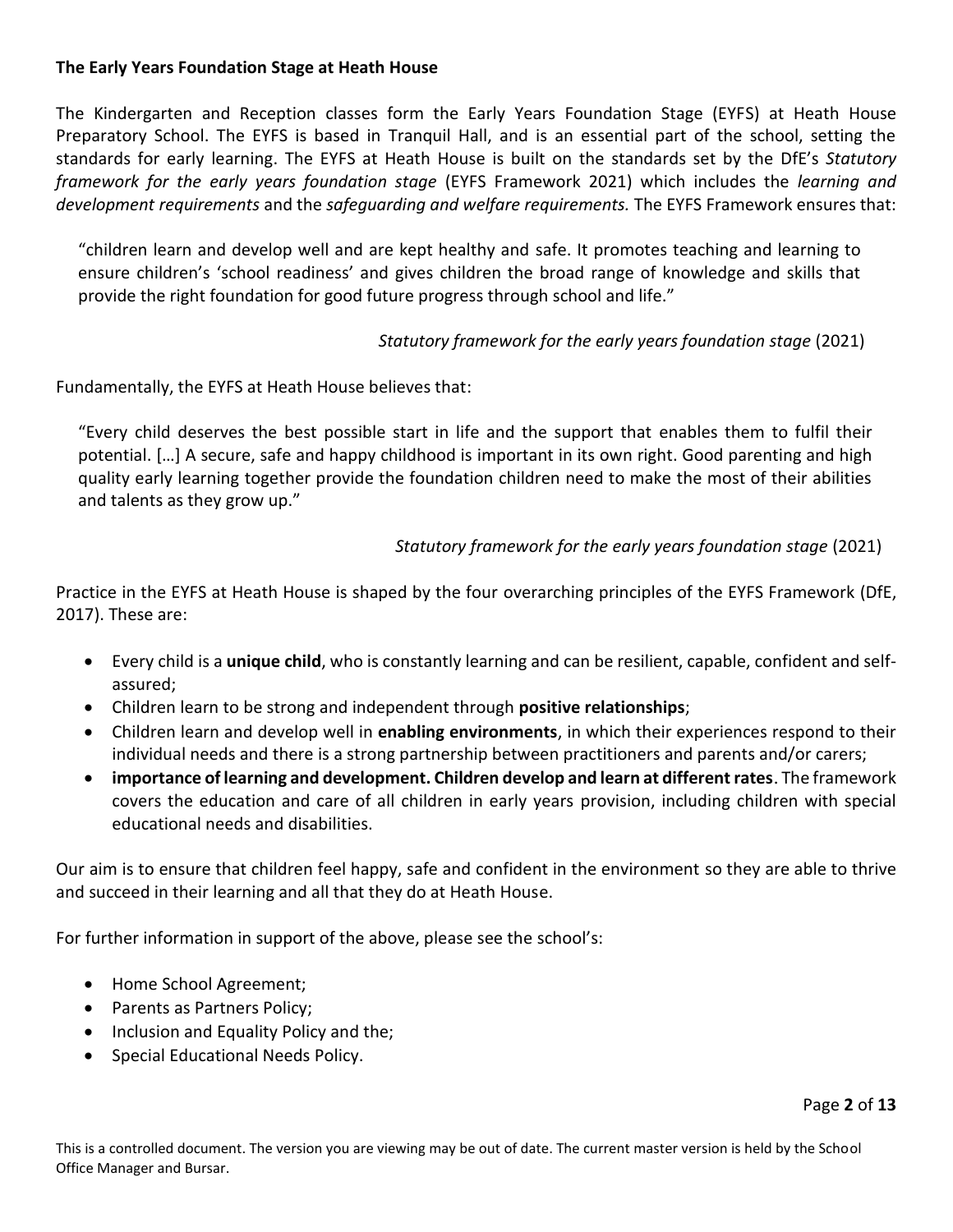**The Early Years Foundation Stage at Heath House**

The Kindergarten and Reception classes form the Early Years Foundation Stage (EYFS) at Heath House Preparatory School. The EYFS is based in Tranquil Hall, and is an essential part of the school, setting the standards for early learning. The EYFS at Heath House is built on the standards set by the DfE's *Statutory framework for the early years foundation stage* (EYFS Framework 2021) which includes the *learning and development requirements* and the *safeguarding and welfare requirements.* The EYFS Framework ensures that:

> "children learn and develop well and are kept healthy and safe. It promotes teaching and learning to ensure children's 'school readiness' and gives children the broad range of knowledge and skills that provide the right foundation for good future progress through school and life."
>
> *Statutory framework for the early years foundation stage* (2021)

Fundamentally, the EYFS at Heath House believes that:

> "Every child deserves the best possible start in life and the support that enables them to fulfil their potential. […] A secure, safe and happy childhood is important in its own right. Good parenting and high quality early learning together provide the foundation children need to make the most of their abilities and talents as they grow up."
>
> *Statutory framework for the early years foundation stage* (2021)

Practice in the EYFS at Heath House is shaped by the four overarching principles of the EYFS Framework (DfE, 2017). These are:

- Every child is a **unique child**, who is constantly learning and can be resilient, capable, confident and self-assured;
- Children learn to be strong and independent through **positive relationships**;
- Children learn and develop well in **enabling environments**, in which their experiences respond to their individual needs and there is a strong partnership between practitioners and parents and/or carers;
- **importance of learning and development. Children develop and learn at different rates**. The framework covers the education and care of all children in early years provision, including children with special educational needs and disabilities.

Our aim is to ensure that children feel happy, safe and confident in the environment so they are able to thrive and succeed in their learning and all that they do at Heath House.

For further information in support of the above, please see the school's:

- Home School Agreement;
- Parents as Partners Policy;
- Inclusion and Equality Policy and the;
- Special Educational Needs Policy.

This is a controlled document. The version you are viewing may be out of date. The current master version is held by the School Office Manager and Bursar.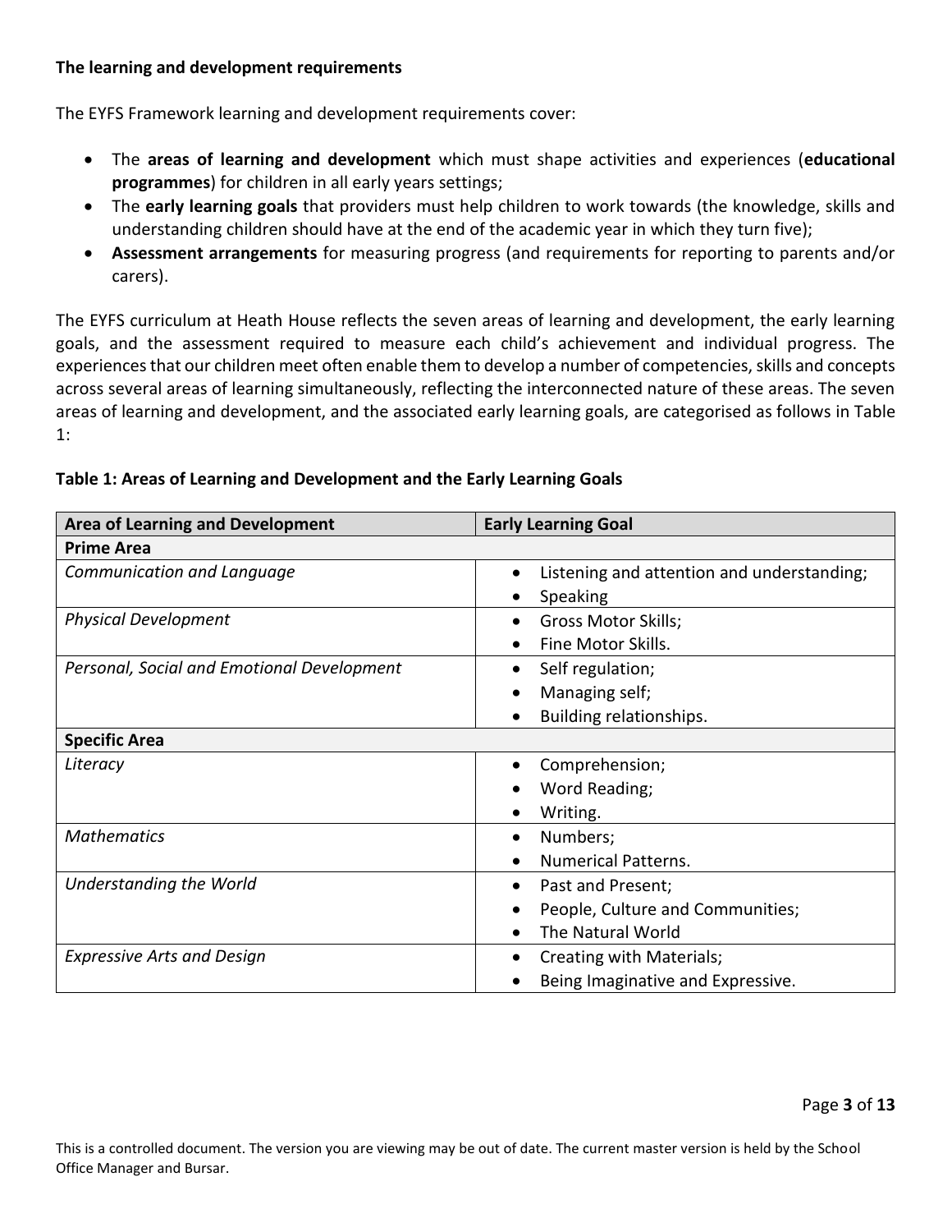**The learning and development requirements**

The EYFS Framework learning and development requirements cover:

- The **areas of learning and development** which must shape activities and experiences (**educational programmes**) for children in all early years settings;
- The **early learning goals** that providers must help children to work towards (the knowledge, skills and understanding children should have at the end of the academic year in which they turn five);
- **Assessment arrangements** for measuring progress (and requirements for reporting to parents and/or carers).

The EYFS curriculum at Heath House reflects the seven areas of learning and development, the early learning goals, and the assessment required to measure each child's achievement and individual progress. The experiences that our children meet often enable them to develop a number of competencies, skills and concepts across several areas of learning simultaneously, reflecting the interconnected nature of these areas. The seven areas of learning and development, and the associated early learning goals, are categorised as follows in Table 1:

**Table 1: Areas of Learning and Development and the Early Learning Goals**

| Area of Learning and Development | Early Learning Goal |
|---|---|
| **Prime Area** | |
| *Communication and Language* | • Listening and attention and understanding;<br>• Speaking |
| *Physical Development* | • Gross Motor Skills;<br>• Fine Motor Skills. |
| *Personal, Social and Emotional Development* | • Self regulation;<br>• Managing self;<br>• Building relationships. |
| **Specific Area** | |
| *Literacy* | • Comprehension;<br>• Word Reading;<br>• Writing. |
| *Mathematics* | • Numbers;<br>• Numerical Patterns. |
| *Understanding the World* | • Past and Present;<br>• People, Culture and Communities;<br>• The Natural World |
| *Expressive Arts and Design* | • Creating with Materials;<br>• Being Imaginative and Expressive. |

This is a controlled document. The version you are viewing may be out of date. The current master version is held by the School Office Manager and Bursar.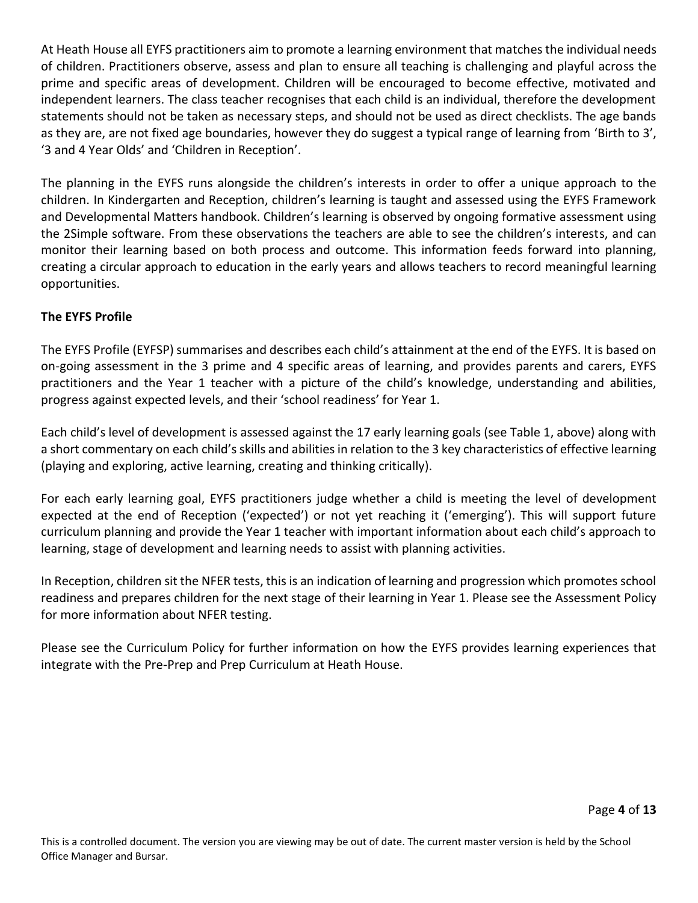At Heath House all EYFS practitioners aim to promote a learning environment that matches the individual needs of children. Practitioners observe, assess and plan to ensure all teaching is challenging and playful across the prime and specific areas of development. Children will be encouraged to become effective, motivated and independent learners. The class teacher recognises that each child is an individual, therefore the development statements should not be taken as necessary steps, and should not be used as direct checklists. The age bands as they are, are not fixed age boundaries, however they do suggest a typical range of learning from 'Birth to 3', '3 and 4 Year Olds' and 'Children in Reception'.

The planning in the EYFS runs alongside the children's interests in order to offer a unique approach to the children. In Kindergarten and Reception, children's learning is taught and assessed using the EYFS Framework and Developmental Matters handbook. Children's learning is observed by ongoing formative assessment using the 2Simple software. From these observations the teachers are able to see the children's interests, and can monitor their learning based on both process and outcome. This information feeds forward into planning, creating a circular approach to education in the early years and allows teachers to record meaningful learning opportunities.

**The EYFS Profile**

The EYFS Profile (EYFSP) summarises and describes each child's attainment at the end of the EYFS. It is based on on-going assessment in the 3 prime and 4 specific areas of learning, and provides parents and carers, EYFS practitioners and the Year 1 teacher with a picture of the child's knowledge, understanding and abilities, progress against expected levels, and their 'school readiness' for Year 1.

Each child's level of development is assessed against the 17 early learning goals (see Table 1, above) along with a short commentary on each child's skills and abilities in relation to the 3 key characteristics of effective learning (playing and exploring, active learning, creating and thinking critically).

For each early learning goal, EYFS practitioners judge whether a child is meeting the level of development expected at the end of Reception ('expected') or not yet reaching it ('emerging'). This will support future curriculum planning and provide the Year 1 teacher with important information about each child's approach to learning, stage of development and learning needs to assist with planning activities.

In Reception, children sit the NFER tests, this is an indication of learning and progression which promotes school readiness and prepares children for the next stage of their learning in Year 1. Please see the Assessment Policy for more information about NFER testing.

Please see the Curriculum Policy for further information on how the EYFS provides learning experiences that integrate with the Pre-Prep and Prep Curriculum at Heath House.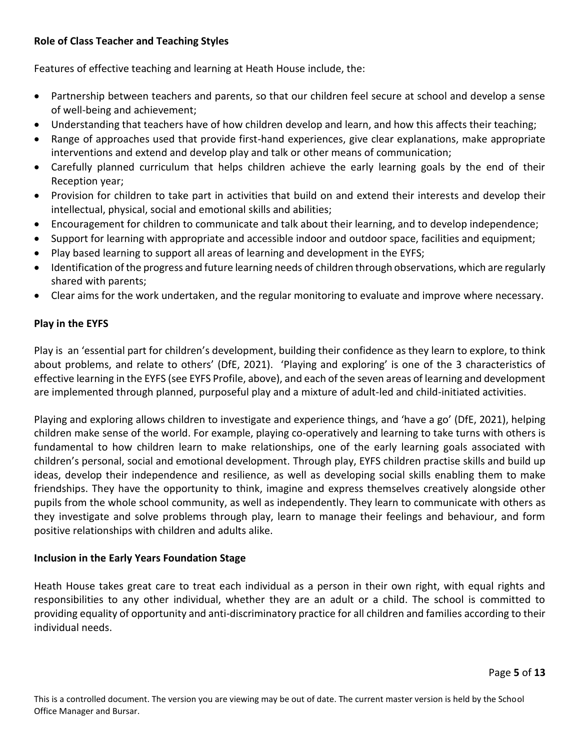**Role of Class Teacher and Teaching Styles**

Features of effective teaching and learning at Heath House include, the:

- Partnership between teachers and parents, so that our children feel secure at school and develop a sense of well-being and achievement;
- Understanding that teachers have of how children develop and learn, and how this affects their teaching;
- Range of approaches used that provide first-hand experiences, give clear explanations, make appropriate interventions and extend and develop play and talk or other means of communication;
- Carefully planned curriculum that helps children achieve the early learning goals by the end of their Reception year;
- Provision for children to take part in activities that build on and extend their interests and develop their intellectual, physical, social and emotional skills and abilities;
- Encouragement for children to communicate and talk about their learning, and to develop independence;
- Support for learning with appropriate and accessible indoor and outdoor space, facilities and equipment;
- Play based learning to support all areas of learning and development in the EYFS;
- Identification of the progress and future learning needs of children through observations, which are regularly shared with parents;
- Clear aims for the work undertaken, and the regular monitoring to evaluate and improve where necessary.

**Play in the EYFS**

Play is an 'essential part for children's development, building their confidence as they learn to explore, to think about problems, and relate to others' (DfE, 2021). 'Playing and exploring' is one of the 3 characteristics of effective learning in the EYFS (see EYFS Profile, above), and each of the seven areas of learning and development are implemented through planned, purposeful play and a mixture of adult-led and child-initiated activities.

Playing and exploring allows children to investigate and experience things, and 'have a go' (DfE, 2021), helping children make sense of the world. For example, playing co-operatively and learning to take turns with others is fundamental to how children learn to make relationships, one of the early learning goals associated with children's personal, social and emotional development. Through play, EYFS children practise skills and build up ideas, develop their independence and resilience, as well as developing social skills enabling them to make friendships. They have the opportunity to think, imagine and express themselves creatively alongside other pupils from the whole school community, as well as independently. They learn to communicate with others as they investigate and solve problems through play, learn to manage their feelings and behaviour, and form positive relationships with children and adults alike.

**Inclusion in the Early Years Foundation Stage**

Heath House takes great care to treat each individual as a person in their own right, with equal rights and responsibilities to any other individual, whether they are an adult or a child. The school is committed to providing equality of opportunity and anti-discriminatory practice for all children and families according to their individual needs.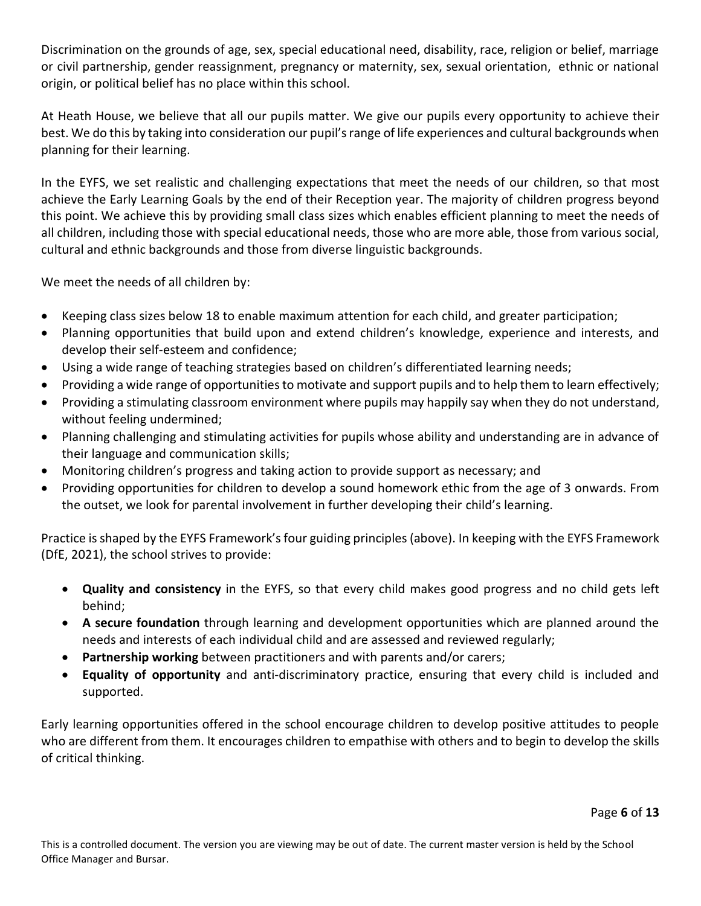Discrimination on the grounds of age, sex, special educational need, disability, race, religion or belief, marriage or civil partnership, gender reassignment, pregnancy or maternity, sex, sexual orientation,  ethnic or national origin, or political belief has no place within this school.

At Heath House, we believe that all our pupils matter. We give our pupils every opportunity to achieve their best. We do this by taking into consideration our pupil's range of life experiences and cultural backgrounds when planning for their learning.

In the EYFS, we set realistic and challenging expectations that meet the needs of our children, so that most achieve the Early Learning Goals by the end of their Reception year. The majority of children progress beyond this point. We achieve this by providing small class sizes which enables efficient planning to meet the needs of all children, including those with special educational needs, those who are more able, those from various social, cultural and ethnic backgrounds and those from diverse linguistic backgrounds.

We meet the needs of all children by:

- Keeping class sizes below 18 to enable maximum attention for each child, and greater participation;
- Planning opportunities that build upon and extend children's knowledge, experience and interests, and develop their self-esteem and confidence;
- Using a wide range of teaching strategies based on children's differentiated learning needs;
- Providing a wide range of opportunities to motivate and support pupils and to help them to learn effectively;
- Providing a stimulating classroom environment where pupils may happily say when they do not understand, without feeling undermined;
- Planning challenging and stimulating activities for pupils whose ability and understanding are in advance of their language and communication skills;
- Monitoring children's progress and taking action to provide support as necessary; and
- Providing opportunities for children to develop a sound homework ethic from the age of 3 onwards. From the outset, we look for parental involvement in further developing their child's learning.

Practice is shaped by the EYFS Framework's four guiding principles (above). In keeping with the EYFS Framework (DfE, 2021), the school strives to provide:

- **Quality and consistency** in the EYFS, so that every child makes good progress and no child gets left behind;
- **A secure foundation** through learning and development opportunities which are planned around the needs and interests of each individual child and are assessed and reviewed regularly;
- **Partnership working** between practitioners and with parents and/or carers;
- **Equality of opportunity** and anti-discriminatory practice, ensuring that every child is included and supported.

Early learning opportunities offered in the school encourage children to develop positive attitudes to people who are different from them. It encourages children to empathise with others and to begin to develop the skills of critical thinking.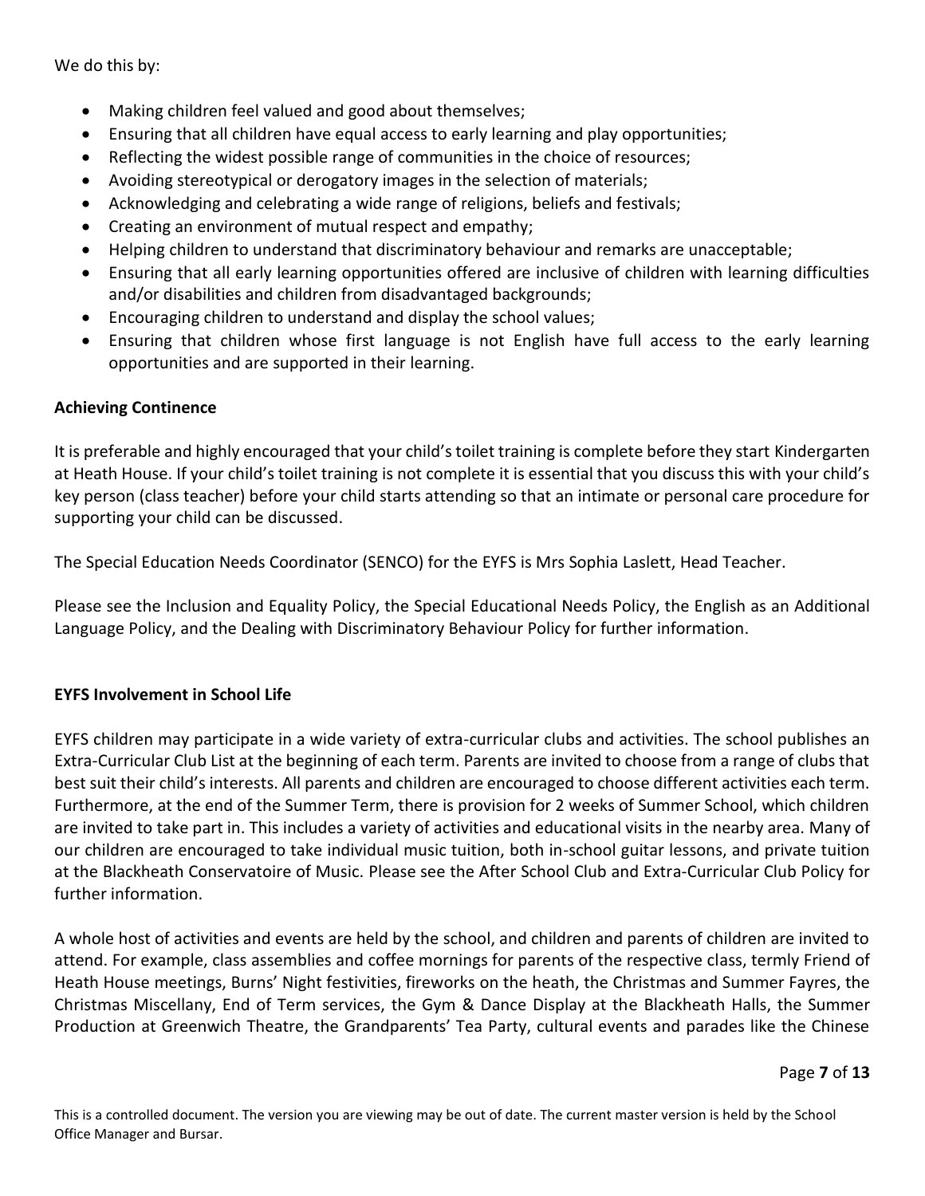We do this by:

- Making children feel valued and good about themselves;
- Ensuring that all children have equal access to early learning and play opportunities;
- Reflecting the widest possible range of communities in the choice of resources;
- Avoiding stereotypical or derogatory images in the selection of materials;
- Acknowledging and celebrating a wide range of religions, beliefs and festivals;
- Creating an environment of mutual respect and empathy;
- Helping children to understand that discriminatory behaviour and remarks are unacceptable;
- Ensuring that all early learning opportunities offered are inclusive of children with learning difficulties and/or disabilities and children from disadvantaged backgrounds;
- Encouraging children to understand and display the school values;
- Ensuring that children whose first language is not English have full access to the early learning opportunities and are supported in their learning.

**Achieving Continence**

It is preferable and highly encouraged that your child's toilet training is complete before they start Kindergarten at Heath House. If your child's toilet training is not complete it is essential that you discuss this with your child's key person (class teacher) before your child starts attending so that an intimate or personal care procedure for supporting your child can be discussed.

The Special Education Needs Coordinator (SENCO) for the EYFS is Mrs Sophia Laslett, Head Teacher.

Please see the Inclusion and Equality Policy, the Special Educational Needs Policy, the English as an Additional Language Policy, and the Dealing with Discriminatory Behaviour Policy for further information.

**EYFS Involvement in School Life**

EYFS children may participate in a wide variety of extra-curricular clubs and activities. The school publishes an Extra-Curricular Club List at the beginning of each term. Parents are invited to choose from a range of clubs that best suit their child's interests. All parents and children are encouraged to choose different activities each term. Furthermore, at the end of the Summer Term, there is provision for 2 weeks of Summer School, which children are invited to take part in. This includes a variety of activities and educational visits in the nearby area. Many of our children are encouraged to take individual music tuition, both in-school guitar lessons, and private tuition at the Blackheath Conservatoire of Music. Please see the After School Club and Extra-Curricular Club Policy for further information.

A whole host of activities and events are held by the school, and children and parents of children are invited to attend. For example, class assemblies and coffee mornings for parents of the respective class, termly Friend of Heath House meetings, Burns' Night festivities, fireworks on the heath, the Christmas and Summer Fayres, the Christmas Miscellany, End of Term services, the Gym & Dance Display at the Blackheath Halls, the Summer Production at Greenwich Theatre, the Grandparents' Tea Party, cultural events and parades like the Chinese

This is a controlled document. The version you are viewing may be out of date. The current master version is held by the School Office Manager and Bursar.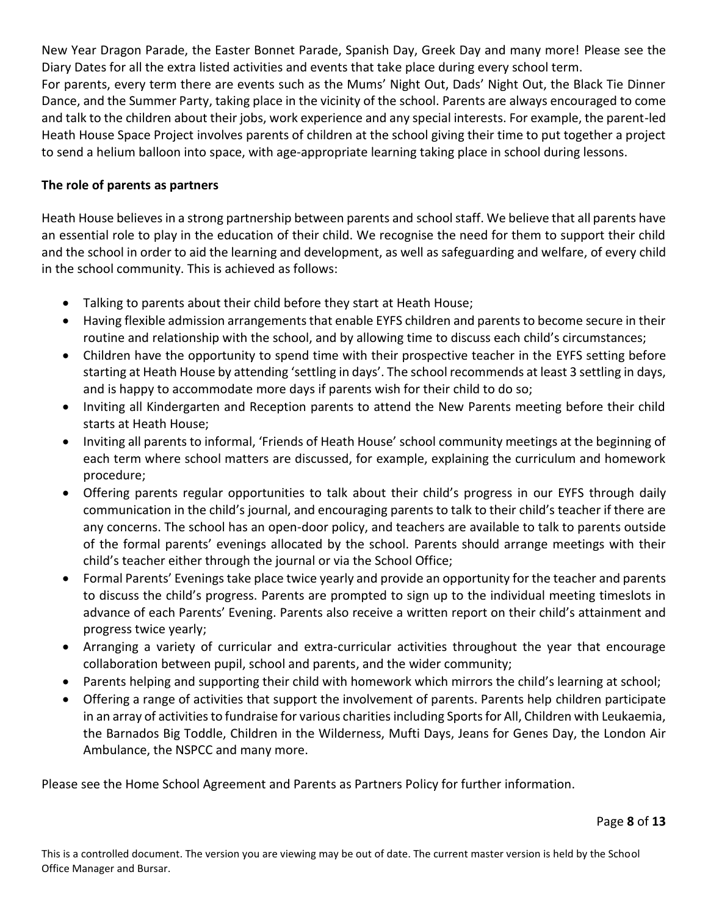New Year Dragon Parade, the Easter Bonnet Parade, Spanish Day, Greek Day and many more! Please see the Diary Dates for all the extra listed activities and events that take place during every school term.
For parents, every term there are events such as the Mums' Night Out, Dads' Night Out, the Black Tie Dinner Dance, and the Summer Party, taking place in the vicinity of the school. Parents are always encouraged to come and talk to the children about their jobs, work experience and any special interests. For example, the parent-led Heath House Space Project involves parents of children at the school giving their time to put together a project to send a helium balloon into space, with age-appropriate learning taking place in school during lessons.

**The role of parents as partners**

Heath House believes in a strong partnership between parents and school staff. We believe that all parents have an essential role to play in the education of their child. We recognise the need for them to support their child and the school in order to aid the learning and development, as well as safeguarding and welfare, of every child in the school community. This is achieved as follows:

- Talking to parents about their child before they start at Heath House;
- Having flexible admission arrangements that enable EYFS children and parents to become secure in their routine and relationship with the school, and by allowing time to discuss each child's circumstances;
- Children have the opportunity to spend time with their prospective teacher in the EYFS setting before starting at Heath House by attending 'settling in days'. The school recommends at least 3 settling in days, and is happy to accommodate more days if parents wish for their child to do so;
- Inviting all Kindergarten and Reception parents to attend the New Parents meeting before their child starts at Heath House;
- Inviting all parents to informal, 'Friends of Heath House' school community meetings at the beginning of each term where school matters are discussed, for example, explaining the curriculum and homework procedure;
- Offering parents regular opportunities to talk about their child's progress in our EYFS through daily communication in the child's journal, and encouraging parents to talk to their child's teacher if there are any concerns. The school has an open-door policy, and teachers are available to talk to parents outside of the formal parents' evenings allocated by the school. Parents should arrange meetings with their child's teacher either through the journal or via the School Office;
- Formal Parents' Evenings take place twice yearly and provide an opportunity for the teacher and parents to discuss the child's progress. Parents are prompted to sign up to the individual meeting timeslots in advance of each Parents' Evening. Parents also receive a written report on their child's attainment and progress twice yearly;
- Arranging a variety of curricular and extra-curricular activities throughout the year that encourage collaboration between pupil, school and parents, and the wider community;
- Parents helping and supporting their child with homework which mirrors the child's learning at school;
- Offering a range of activities that support the involvement of parents. Parents help children participate in an array of activities to fundraise for various charities including Sports for All, Children with Leukaemia, the Barnados Big Toddle, Children in the Wilderness, Mufti Days, Jeans for Genes Day, the London Air Ambulance, the NSPCC and many more.

Please see the Home School Agreement and Parents as Partners Policy for further information.

This is a controlled document. The version you are viewing may be out of date. The current master version is held by the School Office Manager and Bursar.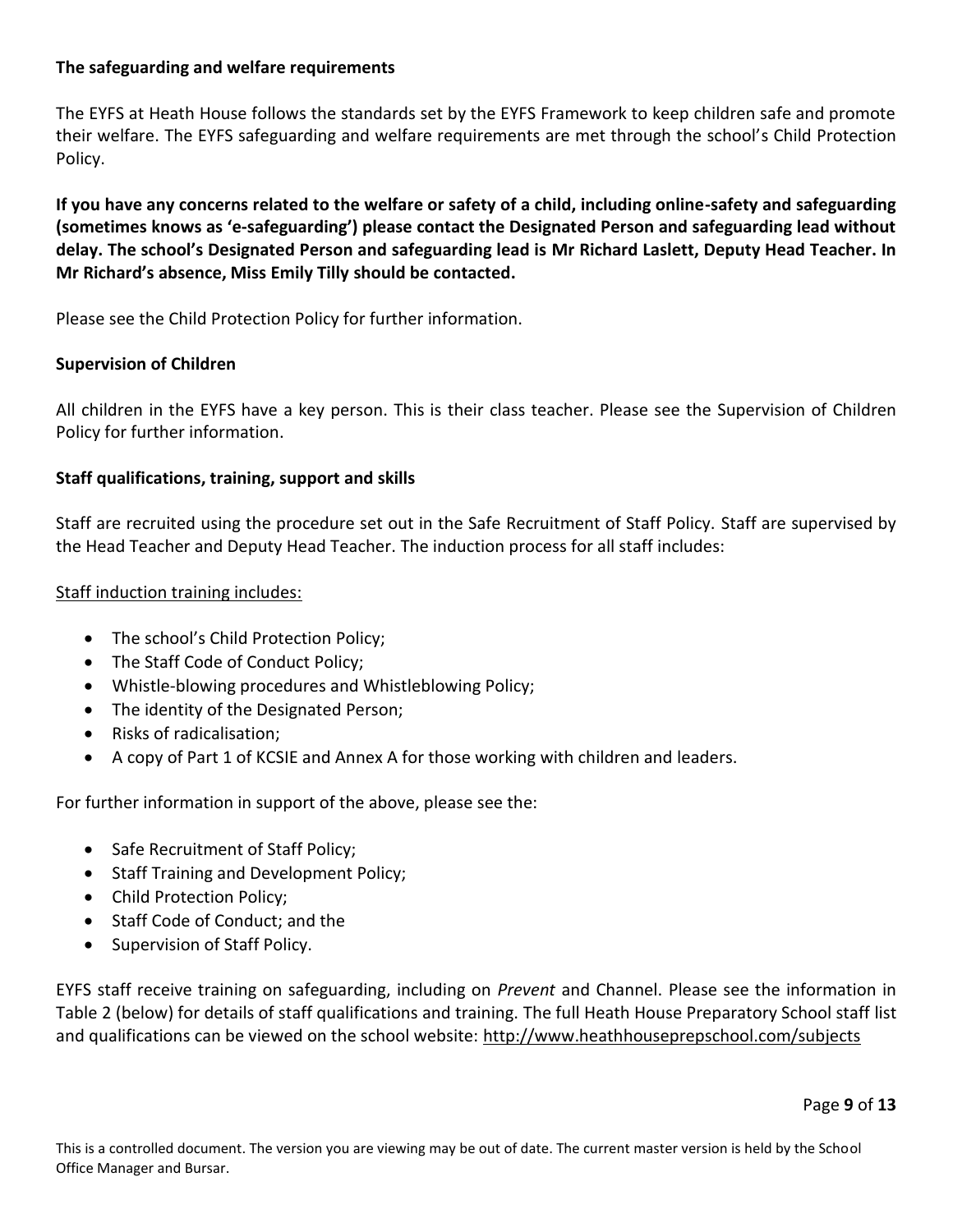**The safeguarding and welfare requirements**

The EYFS at Heath House follows the standards set by the EYFS Framework to keep children safe and promote their welfare. The EYFS safeguarding and welfare requirements are met through the school's Child Protection Policy.

**If you have any concerns related to the welfare or safety of a child, including online-safety and safeguarding (sometimes knows as 'e-safeguarding') please contact the Designated Person and safeguarding lead without delay. The school's Designated Person and safeguarding lead is Mr Richard Laslett, Deputy Head Teacher. In Mr Richard's absence, Miss Emily Tilly should be contacted.**

Please see the Child Protection Policy for further information.

**Supervision of Children**

All children in the EYFS have a key person. This is their class teacher. Please see the Supervision of Children Policy for further information.

**Staff qualifications, training, support and skills**

Staff are recruited using the procedure set out in the Safe Recruitment of Staff Policy. Staff are supervised by the Head Teacher and Deputy Head Teacher. The induction process for all staff includes:

<u>Staff induction training includes:</u>

- The school's Child Protection Policy;
- The Staff Code of Conduct Policy;
- Whistle-blowing procedures and Whistleblowing Policy;
- The identity of the Designated Person;
- Risks of radicalisation;
- A copy of Part 1 of KCSIE and Annex A for those working with children and leaders.

For further information in support of the above, please see the:

- Safe Recruitment of Staff Policy;
- Staff Training and Development Policy;
- Child Protection Policy;
- Staff Code of Conduct; and the
- Supervision of Staff Policy.

EYFS staff receive training on safeguarding, including on *Prevent* and Channel. Please see the information in Table 2 (below) for details of staff qualifications and training. The full Heath House Preparatory School staff list and qualifications can be viewed on the school website: http://www.heathhouseprepschool.com/subjects

This is a controlled document. The version you are viewing may be out of date. The current master version is held by the School Office Manager and Bursar.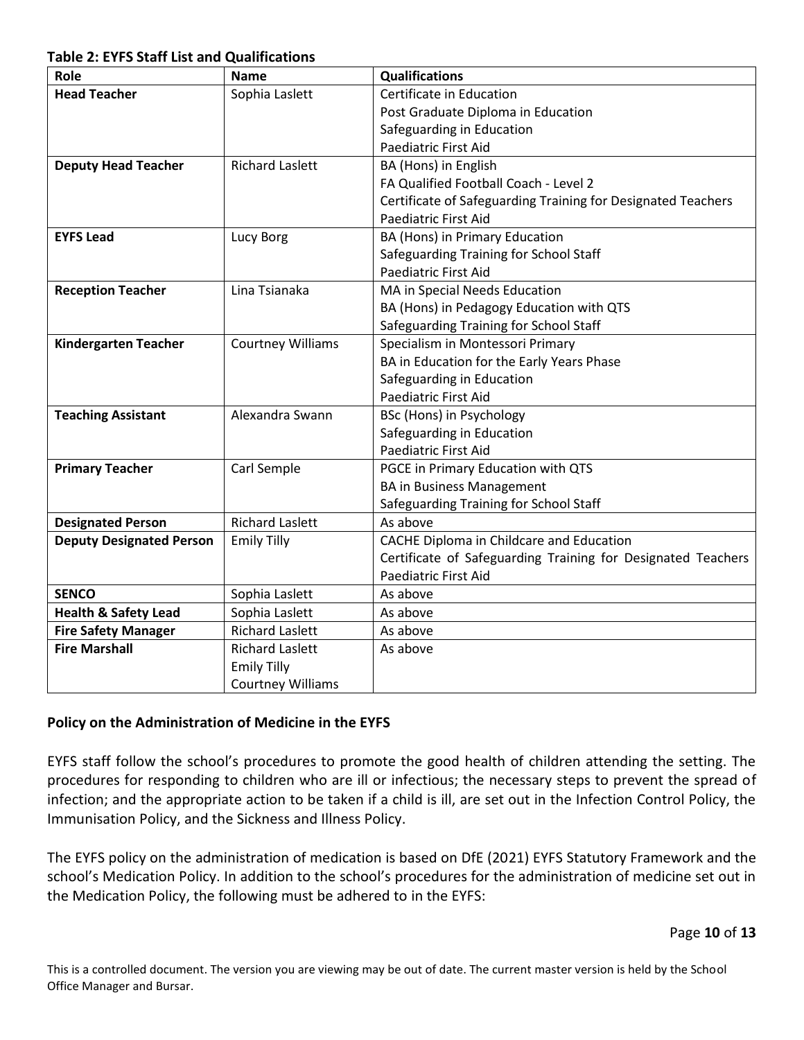**Table 2: EYFS Staff List and Qualifications**

| Role | Name | Qualifications |
|---|---|---|
| **Head Teacher** | Sophia Laslett | Certificate in Education<br>Post Graduate Diploma in Education<br>Safeguarding in Education<br>Paediatric First Aid |
| **Deputy Head Teacher** | Richard Laslett | BA (Hons) in English<br>FA Qualified Football Coach - Level 2<br>Certificate of Safeguarding Training for Designated Teachers<br>Paediatric First Aid |
| **EYFS Lead** | Lucy Borg | BA (Hons) in Primary Education<br>Safeguarding Training for School Staff<br>Paediatric First Aid |
| **Reception Teacher** | Lina Tsianaka | MA in Special Needs Education<br>BA (Hons) in Pedagogy Education with QTS<br>Safeguarding Training for School Staff |
| **Kindergarten Teacher** | Courtney Williams | Specialism in Montessori Primary<br>BA in Education for the Early Years Phase<br>Safeguarding in Education<br>Paediatric First Aid |
| **Teaching Assistant** | Alexandra Swann | BSc (Hons) in Psychology<br>Safeguarding in Education<br>Paediatric First Aid |
| **Primary Teacher** | Carl Semple | PGCE in Primary Education with QTS<br>BA in Business Management<br>Safeguarding Training for School Staff |
| **Designated Person** | Richard Laslett | As above |
| **Deputy Designated Person** | Emily Tilly | CACHE Diploma in Childcare and Education<br>Certificate of Safeguarding Training for Designated Teachers<br>Paediatric First Aid |
| **SENCO** | Sophia Laslett | As above |
| **Health & Safety Lead** | Sophia Laslett | As above |
| **Fire Safety Manager** | Richard Laslett | As above |
| **Fire Marshall** | Richard Laslett<br>Emily Tilly<br>Courtney Williams | As above |

**Policy on the Administration of Medicine in the EYFS**

EYFS staff follow the school's procedures to promote the good health of children attending the setting. The procedures for responding to children who are ill or infectious; the necessary steps to prevent the spread of infection; and the appropriate action to be taken if a child is ill, are set out in the Infection Control Policy, the Immunisation Policy, and the Sickness and Illness Policy.

The EYFS policy on the administration of medication is based on DfE (2021) EYFS Statutory Framework and the school's Medication Policy. In addition to the school's procedures for the administration of medicine set out in the Medication Policy, the following must be adhered to in the EYFS:

This is a controlled document. The version you are viewing may be out of date. The current master version is held by the School Office Manager and Bursar.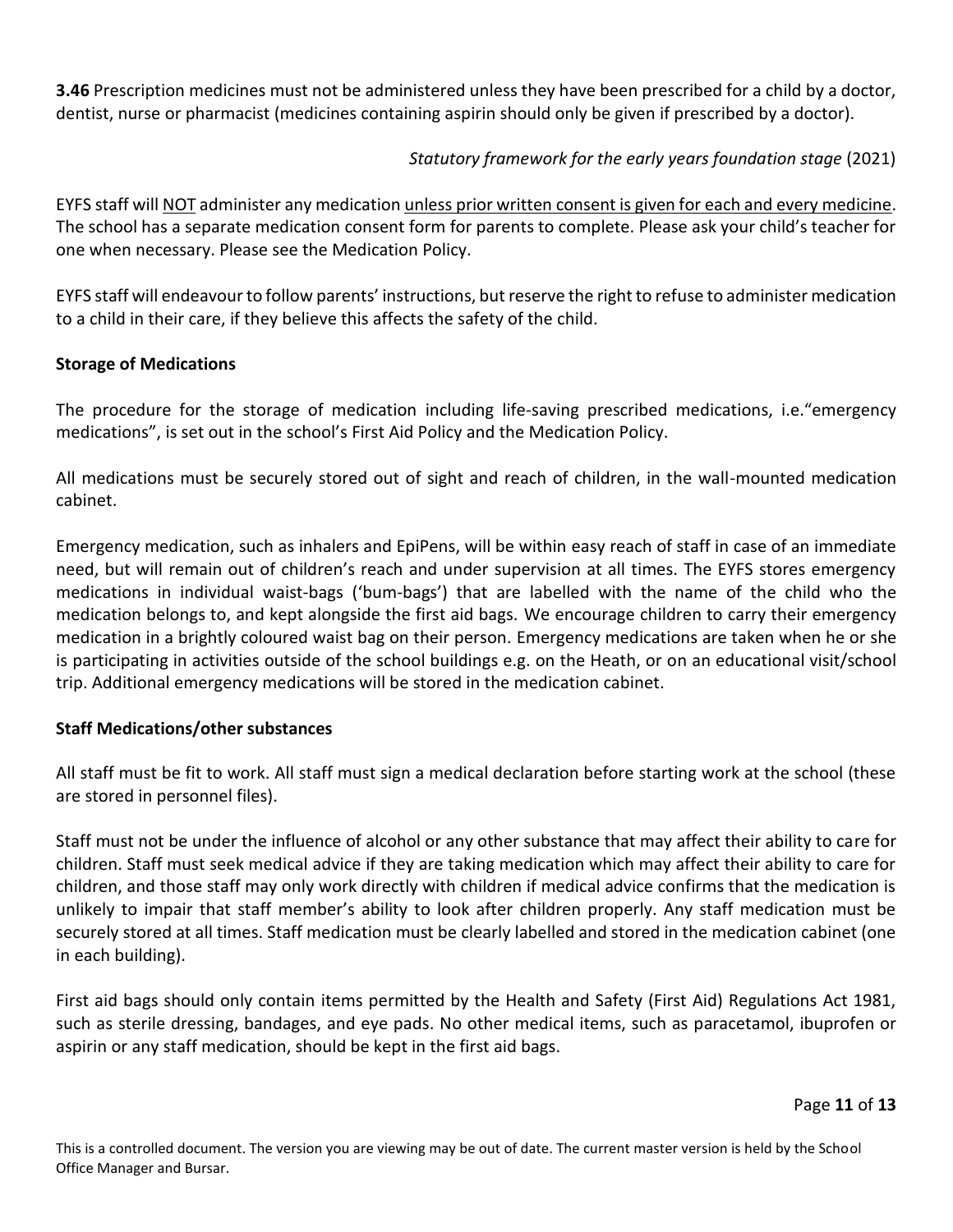**3.46** Prescription medicines must not be administered unless they have been prescribed for a child by a doctor, dentist, nurse or pharmacist (medicines containing aspirin should only be given if prescribed by a doctor).

*Statutory framework for the early years foundation stage* (2021)

EYFS staff will NOT administer any medication unless prior written consent is given for each and every medicine. The school has a separate medication consent form for parents to complete. Please ask your child's teacher for one when necessary. Please see the Medication Policy.

EYFS staff will endeavour to follow parents' instructions, but reserve the right to refuse to administer medication to a child in their care, if they believe this affects the safety of the child.

**Storage of Medications**

The procedure for the storage of medication including life-saving prescribed medications, i.e."emergency medications", is set out in the school's First Aid Policy and the Medication Policy.

All medications must be securely stored out of sight and reach of children, in the wall-mounted medication cabinet.

Emergency medication, such as inhalers and EpiPens, will be within easy reach of staff in case of an immediate need, but will remain out of children's reach and under supervision at all times. The EYFS stores emergency medications in individual waist-bags ('bum-bags') that are labelled with the name of the child who the medication belongs to, and kept alongside the first aid bags. We encourage children to carry their emergency medication in a brightly coloured waist bag on their person. Emergency medications are taken when he or she is participating in activities outside of the school buildings e.g. on the Heath, or on an educational visit/school trip. Additional emergency medications will be stored in the medication cabinet.

**Staff Medications/other substances**

All staff must be fit to work. All staff must sign a medical declaration before starting work at the school (these are stored in personnel files).

Staff must not be under the influence of alcohol or any other substance that may affect their ability to care for children. Staff must seek medical advice if they are taking medication which may affect their ability to care for children, and those staff may only work directly with children if medical advice confirms that the medication is unlikely to impair that staff member's ability to look after children properly. Any staff medication must be securely stored at all times. Staff medication must be clearly labelled and stored in the medication cabinet (one in each building).

First aid bags should only contain items permitted by the Health and Safety (First Aid) Regulations Act 1981, such as sterile dressing, bandages, and eye pads. No other medical items, such as paracetamol, ibuprofen or aspirin or any staff medication, should be kept in the first aid bags.

This is a controlled document. The version you are viewing may be out of date. The current master version is held by the School Office Manager and Bursar.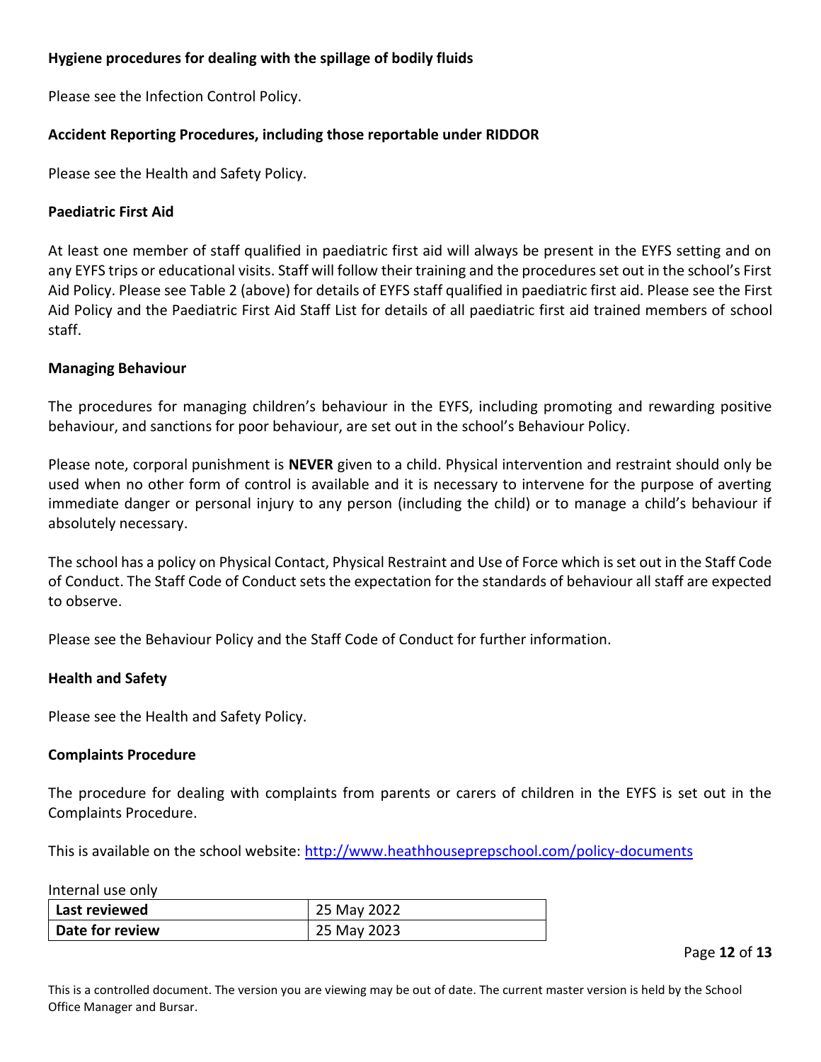### Hygiene procedures for dealing with the spillage of bodily fluids

Please see the Infection Control Policy.

### Accident Reporting Procedures, including those reportable under RIDDOR

Please see the Health and Safety Policy.

### Paediatric First Aid

At least one member of staff qualified in paediatric first aid will always be present in the EYFS setting and on any EYFS trips or educational visits. Staff will follow their training and the procedures set out in the school's First Aid Policy. Please see Table 2 (above) for details of EYFS staff qualified in paediatric first aid. Please see the First Aid Policy and the Paediatric First Aid Staff List for details of all paediatric first aid trained members of school staff.

### Managing Behaviour

The procedures for managing children's behaviour in the EYFS, including promoting and rewarding positive behaviour, and sanctions for poor behaviour, are set out in the school's Behaviour Policy.

Please note, corporal punishment is **NEVER** given to a child. Physical intervention and restraint should only be used when no other form of control is available and it is necessary to intervene for the purpose of averting immediate danger or personal injury to any person (including the child) or to manage a child's behaviour if absolutely necessary.

The school has a policy on Physical Contact, Physical Restraint and Use of Force which is set out in the Staff Code of Conduct. The Staff Code of Conduct sets the expectation for the standards of behaviour all staff are expected to observe.

Please see the Behaviour Policy and the Staff Code of Conduct for further information.

### Health and Safety

Please see the Health and Safety Policy.

### Complaints Procedure

The procedure for dealing with complaints from parents or carers of children in the EYFS is set out in the Complaints Procedure.

This is available on the school website: http://www.heathhouseprepschool.com/policy-documents

Internal use only

| | |
|---|---|
| **Last reviewed** | 25 May 2022 |
| **Date for review** | 25 May 2023 |

This is a controlled document. The version you are viewing may be out of date. The current master version is held by the School Office Manager and Bursar.